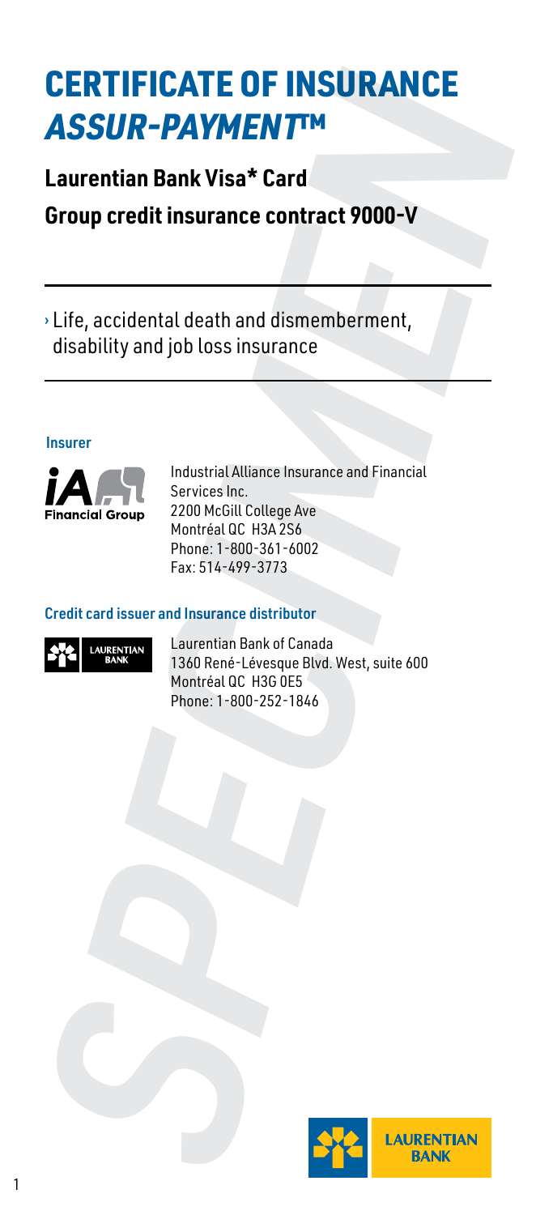# CERTIFICATE OF INSURANCE *ASSUR-PAYMENT™*

## Laurentian Bank Visa* Card

## Group credit insurance contract 9000-V

› Life, accidental death and dismemberment, disability and job loss insurance

**Insurer**

Industrial Alliance Insurance and Financial Services Inc.
2200 McGill College Ave
Montréal QC H3A 2S6
Phone: 1-800-361-6002
Fax: 514-499-3773

**Credit card issuer and Insurance distributor**

Laurentian Bank of Canada
1360 René-Lévesque Blvd. West, suite 600
Montréal QC H3G 0E5
Phone: 1-800-252-1846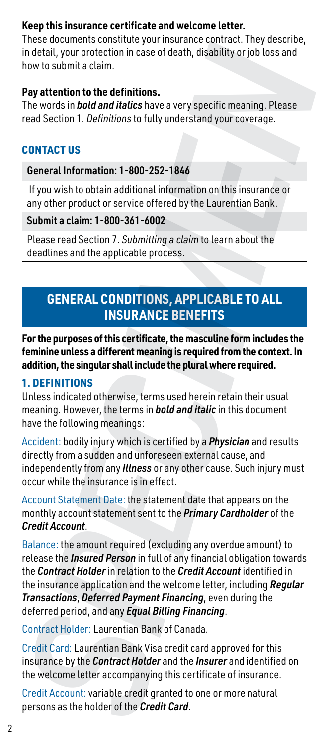**Keep this insurance certificate and welcome letter.**

These documents constitute your insurance contract. They describe, in detail, your protection in case of death, disability or job loss and how to submit a claim.

**Pay attention to the definitions.**

The words in ***bold and italics*** have a very specific meaning. Please read Section 1. *Definitions* to fully understand your coverage.

## CONTACT US

| General Information: 1-800-252-1846 |
|---|
| If you wish to obtain additional information on this insurance or any other product or service offered by the Laurentian Bank. |
| **Submit a claim: 1-800-361-6002** |
| Please read Section 7. *Submitting a claim* to learn about the deadlines and the applicable process. |

# GENERAL CONDITIONS, APPLICABLE TO ALL INSURANCE BENEFITS

**For the purposes of this certificate, the masculine form includes the feminine unless a different meaning is required from the context. In addition, the singular shall include the plural where required.**

## 1. DEFINITIONS

Unless indicated otherwise, terms used herein retain their usual meaning. However, the terms in ***bold and italic*** in this document have the following meanings:

Accident: bodily injury which is certified by a ***Physician*** and results directly from a sudden and unforeseen external cause, and independently from any ***Illness*** or any other cause. Such injury must occur while the insurance is in effect.

Account Statement Date: the statement date that appears on the monthly account statement sent to the ***Primary Cardholder*** of the ***Credit Account***.

Balance: the amount required (excluding any overdue amount) to release the ***Insured Person*** in full of any financial obligation towards the ***Contract Holder*** in relation to the ***Credit Account*** identified in the insurance application and the welcome letter, including ***Regular Transactions***, ***Deferred Payment Financing***, even during the deferred period, and any ***Equal Billing Financing***.

Contract Holder: Laurentian Bank of Canada.

Credit Card: Laurentian Bank Visa credit card approved for this insurance by the ***Contract Holder*** and the ***Insurer*** and identified on the welcome letter accompanying this certificate of insurance.

Credit Account: variable credit granted to one or more natural persons as the holder of the ***Credit Card***.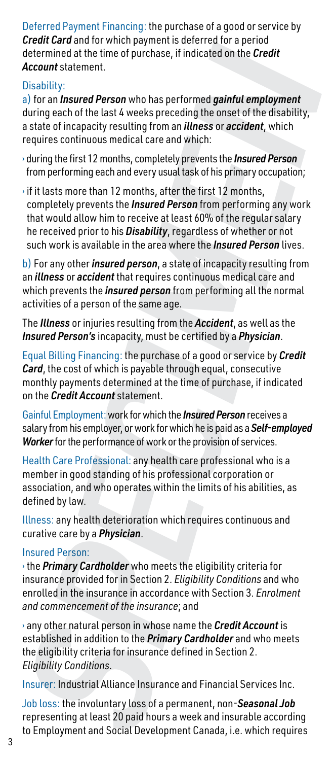Deferred Payment Financing: the purchase of a good or service by ***Credit Card*** and for which payment is deferred for a period determined at the time of purchase, if indicated on the ***Credit Account*** statement.

Disability:

a) for an ***Insured Person*** who has performed ***gainful employment*** during each of the last 4 weeks preceding the onset of the disability, a state of incapacity resulting from an ***illness*** or ***accident***, which requires continuous medical care and which:

› during the first 12 months, completely prevents the ***Insured Person*** from performing each and every usual task of his primary occupation;

› if it lasts more than 12 months, after the first 12 months, completely prevents the ***Insured Person*** from performing any work that would allow him to receive at least 60% of the regular salary he received prior to his ***Disability***, regardless of whether or not such work is available in the area where the ***Insured Person*** lives.

b) For any other ***insured person***, a state of incapacity resulting from an ***illness*** or ***accident*** that requires continuous medical care and which prevents the ***insured person*** from performing all the normal activities of a person of the same age.

The ***Illness*** or injuries resulting from the ***Accident***, as well as the ***Insured Person's*** incapacity, must be certified by a ***Physician***.

Equal Billing Financing: the purchase of a good or service by ***Credit Card***, the cost of which is payable through equal, consecutive monthly payments determined at the time of purchase, if indicated on the ***Credit Account*** statement.

Gainful Employment: work for which the ***Insured Person*** receives a salary from his employer, or work for which he is paid as a ***Self-employed Worker*** for the performance of work or the provision of services.

Health Care Professional: any health care professional who is a member in good standing of his professional corporation or association, and who operates within the limits of his abilities, as defined by law.

Illness: any health deterioration which requires continuous and curative care by a ***Physician***.

Insured Person:

› the ***Primary Cardholder*** who meets the eligibility criteria for insurance provided for in Section 2. *Eligibility Conditions* and who enrolled in the insurance in accordance with Section 3. *Enrolment and commencement of the insurance*; and

› any other natural person in whose name the ***Credit Account*** is established in addition to the ***Primary Cardholder*** and who meets the eligibility criteria for insurance defined in Section 2. *Eligibility Conditions*.

Insurer: Industrial Alliance Insurance and Financial Services Inc.

Job loss: the involuntary loss of a permanent, non-***Seasonal Job*** representing at least 20 paid hours a week and insurable according to Employment and Social Development Canada, i.e. which requires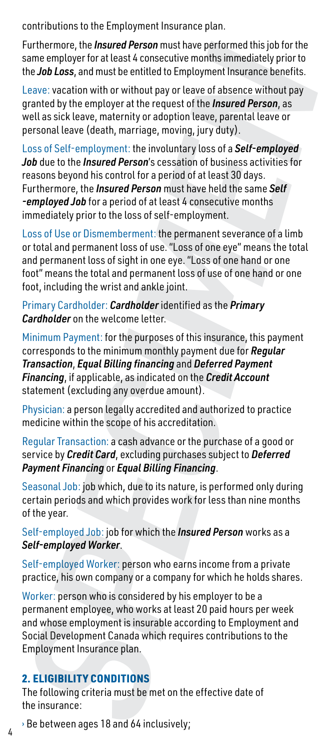contributions to the Employment Insurance plan.

Furthermore, the ***Insured Person*** must have performed this job for the same employer for at least 4 consecutive months immediately prior to the ***Job Loss***, and must be entitled to Employment Insurance benefits.

Leave: vacation with or without pay or leave of absence without pay granted by the employer at the request of the ***Insured Person***, as well as sick leave, maternity or adoption leave, parental leave or personal leave (death, marriage, moving, jury duty).

Loss of Self-employment: the involuntary loss of a ***Self-employed Job*** due to the ***Insured Person***'s cessation of business activities for reasons beyond his control for a period of at least 30 days. Furthermore, the ***Insured Person*** must have held the same ***Self-employed Job*** for a period of at least 4 consecutive months immediately prior to the loss of self-employment.

Loss of Use or Dismemberment: the permanent severance of a limb or total and permanent loss of use. "Loss of one eye" means the total and permanent loss of sight in one eye. "Loss of one hand or one foot" means the total and permanent loss of use of one hand or one foot, including the wrist and ankle joint.

Primary Cardholder: ***Cardholder*** identified as the ***Primary Cardholder*** on the welcome letter.

Minimum Payment: for the purposes of this insurance, this payment corresponds to the minimum monthly payment due for ***Regular Transaction***, ***Equal Billing financing*** and ***Deferred Payment Financing***, if applicable, as indicated on the ***Credit Account*** statement (excluding any overdue amount).

Physician: a person legally accredited and authorized to practice medicine within the scope of his accreditation.

Regular Transaction: a cash advance or the purchase of a good or service by ***Credit Card***, excluding purchases subject to ***Deferred Payment Financing*** or ***Equal Billing Financing***.

Seasonal Job: job which, due to its nature, is performed only during certain periods and which provides work for less than nine months of the year.

Self-employed Job: job for which the ***Insured Person*** works as a ***Self-employed Worker***.

Self-employed Worker: person who earns income from a private practice, his own company or a company for which he holds shares.

Worker: person who is considered by his employer to be a permanent employee, who works at least 20 paid hours per week and whose employment is insurable according to Employment and Social Development Canada which requires contributions to the Employment Insurance plan.

## 2. ELIGIBILITY CONDITIONS

The following criteria must be met on the effective date of the insurance:

- Be between ages 18 and 64 inclusively;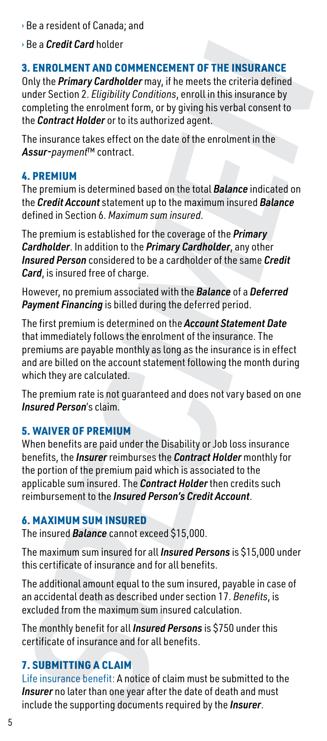- Be a resident of Canada; and
- Be a ***Credit Card*** holder

## 3. ENROLMENT AND COMMENCEMENT OF THE INSURANCE

Only the ***Primary Cardholder*** may, if he meets the criteria defined under Section 2. *Eligibility Conditions*, enroll in this insurance by completing the enrolment form, or by giving his verbal consent to the ***Contract Holder*** or to its authorized agent.

The insurance takes effect on the date of the enrolment in the ***Assur-****payment*™ contract.

## 4. PREMIUM

The premium is determined based on the total ***Balance*** indicated on the ***Credit Account*** statement up to the maximum insured ***Balance*** defined in Section 6. *Maximum sum insured*.

The premium is established for the coverage of the ***Primary Cardholder***. In addition to the ***Primary Cardholder***, any other ***Insured Person*** considered to be a cardholder of the same ***Credit Card***, is insured free of charge.

However, no premium associated with the ***Balance*** of a ***Deferred Payment Financing*** is billed during the deferred period.

The first premium is determined on the ***Account Statement Date*** that immediately follows the enrolment of the insurance. The premiums are payable monthly as long as the insurance is in effect and are billed on the account statement following the month during which they are calculated.

The premium rate is not guaranteed and does not vary based on one ***Insured Person***'s claim.

## 5. WAIVER OF PREMIUM

When benefits are paid under the Disability or Job loss insurance benefits, the ***Insurer*** reimburses the ***Contract Holder*** monthly for the portion of the premium paid which is associated to the applicable sum insured. The ***Contract Holder*** then credits such reimbursement to the ***Insured Person's Credit Account***.

## 6. MAXIMUM SUM INSURED

The insured ***Balance*** cannot exceed $15,000.

The maximum sum insured for all ***Insured Persons*** is $15,000 under this certificate of insurance and for all benefits.

The additional amount equal to the sum insured, payable in case of an accidental death as described under section 17. *Benefits*, is excluded from the maximum sum insured calculation.

The monthly benefit for all ***Insured Persons*** is $750 under this certificate of insurance and for all benefits.

## 7. SUBMITTING A CLAIM

Life insurance benefit: A notice of claim must be submitted to the ***Insurer*** no later than one year after the date of death and must include the supporting documents required by the ***Insurer***.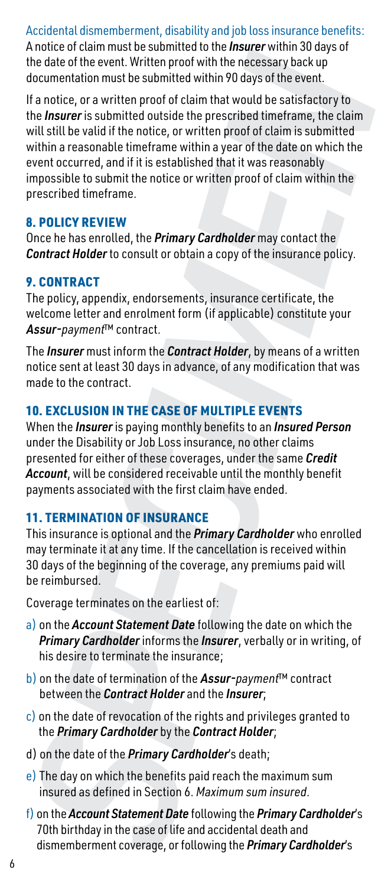Accidental dismemberment, disability and job loss insurance benefits: A notice of claim must be submitted to the ***Insurer*** within 30 days of the date of the event. Written proof with the necessary back up documentation must be submitted within 90 days of the event.

If a notice, or a written proof of claim that would be satisfactory to the ***Insurer*** is submitted outside the prescribed timeframe, the claim will still be valid if the notice, or written proof of claim is submitted within a reasonable timeframe within a year of the date on which the event occurred, and if it is established that it was reasonably impossible to submit the notice or written proof of claim within the prescribed timeframe.

## 8. POLICY REVIEW

Once he has enrolled, the ***Primary Cardholder*** may contact the ***Contract Holder*** to consult or obtain a copy of the insurance policy.

## 9. CONTRACT

The policy, appendix, endorsements, insurance certificate, the welcome letter and enrolment form (if applicable) constitute your ***Assur-****payment*™ contract.

The ***Insurer*** must inform the ***Contract Holder***, by means of a written notice sent at least 30 days in advance, of any modification that was made to the contract.

## 10. EXCLUSION IN THE CASE OF MULTIPLE EVENTS

When the ***Insurer*** is paying monthly benefits to an ***Insured Person*** under the Disability or Job Loss insurance, no other claims presented for either of these coverages, under the same ***Credit Account***, will be considered receivable until the monthly benefit payments associated with the first claim have ended.

## 11. TERMINATION OF INSURANCE

This insurance is optional and the ***Primary Cardholder*** who enrolled may terminate it at any time. If the cancellation is received within 30 days of the beginning of the coverage, any premiums paid will be reimbursed.

Coverage terminates on the earliest of:

a) on the ***Account Statement Date*** following the date on which the ***Primary Cardholder*** informs the ***Insurer***, verbally or in writing, of his desire to terminate the insurance;

b) on the date of termination of the ***Assur-****payment*™ contract between the ***Contract Holder*** and the ***Insurer***;

c) on the date of revocation of the rights and privileges granted to the ***Primary Cardholder*** by the ***Contract Holder***;

d) on the date of the ***Primary Cardholder***'s death;

e) The day on which the benefits paid reach the maximum sum insured as defined in Section 6. *Maximum sum insured*.

f) on the ***Account Statement Date*** following the ***Primary Cardholder***'s 70th birthday in the case of life and accidental death and dismemberment coverage, or following the ***Primary Cardholder***'s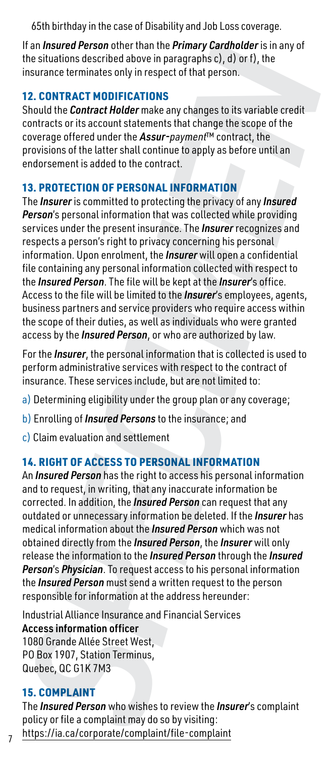65th birthday in the case of Disability and Job Loss coverage.

If an ***Insured Person*** other than the ***Primary Cardholder*** is in any of the situations described above in paragraphs c), d) or f), the insurance terminates only in respect of that person.

## 12. CONTRACT MODIFICATIONS

Should the ***Contract Holder*** make any changes to its variable credit contracts or its account statements that change the scope of the coverage offered under the ***Assur-*** *payment*™ contract, the provisions of the latter shall continue to apply as before until an endorsement is added to the contract.

## 13. PROTECTION OF PERSONAL INFORMATION

The ***Insurer*** is committed to protecting the privacy of any ***Insured Person***'s personal information that was collected while providing services under the present insurance. The ***Insurer*** recognizes and respects a person's right to privacy concerning his personal information. Upon enrolment, the ***Insurer*** will open a confidential file containing any personal information collected with respect to the ***Insured Person***. The file will be kept at the ***Insurer***'s office. Access to the file will be limited to the ***Insurer***'s employees, agents, business partners and service providers who require access within the scope of their duties, as well as individuals who were granted access by the ***Insured Person***, or who are authorized by law.

For the ***Insurer***, the personal information that is collected is used to perform administrative services with respect to the contract of insurance. These services include, but are not limited to:

a) Determining eligibility under the group plan or any coverage;

b) Enrolling of ***Insured Persons*** to the insurance; and

c) Claim evaluation and settlement

## 14. RIGHT OF ACCESS TO PERSONAL INFORMATION

An ***Insured Person*** has the right to access his personal information and to request, in writing, that any inaccurate information be corrected. In addition, the ***Insured Person*** can request that any outdated or unnecessary information be deleted. If the ***Insurer*** has medical information about the ***Insured Person*** which was not obtained directly from the ***Insured Person***, the ***Insurer*** will only release the information to the ***Insured Person*** through the ***Insured Person***'s ***Physician***. To request access to his personal information the ***Insured Person*** must send a written request to the person responsible for information at the address hereunder:

Industrial Alliance Insurance and Financial Services
**Access information officer**
1080 Grande Allée Street West,
PO Box 1907, Station Terminus,
Quebec, QC G1K 7M3

## 15. COMPLAINT

The ***Insured Person*** who wishes to review the ***Insurer***'s complaint policy or file a complaint may do so by visiting:
https://ia.ca/corporate/complaint/file-complaint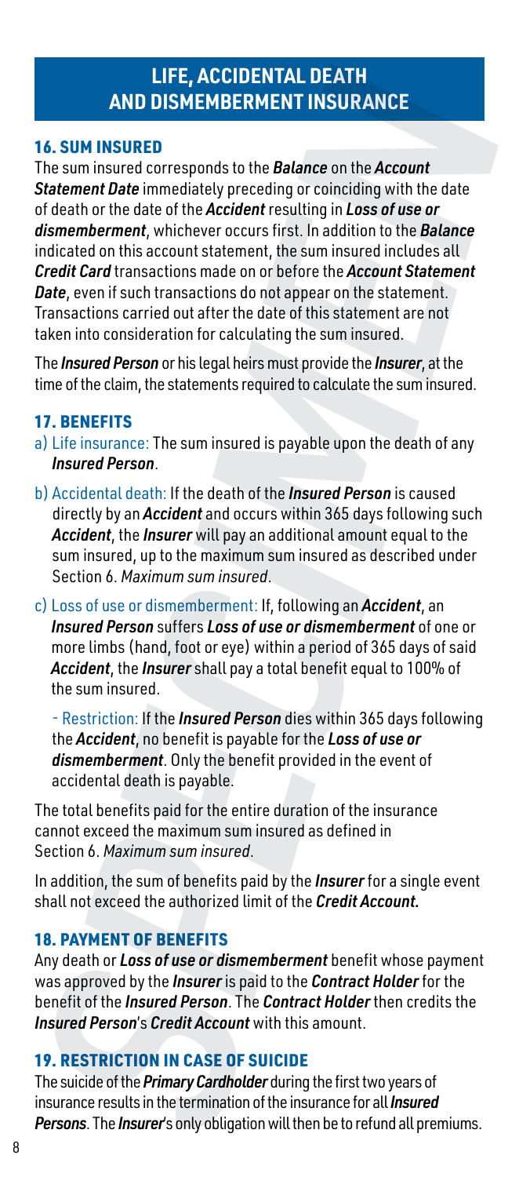# LIFE, ACCIDENTAL DEATH AND DISMEMBERMENT INSURANCE

## 16. SUM INSURED

The sum insured corresponds to the ***Balance*** on the ***Account Statement Date*** immediately preceding or coinciding with the date of death or the date of the ***Accident*** resulting in ***Loss of use or dismemberment***, whichever occurs first. In addition to the ***Balance*** indicated on this account statement, the sum insured includes all ***Credit Card*** transactions made on or before the ***Account Statement Date***, even if such transactions do not appear on the statement. Transactions carried out after the date of this statement are not taken into consideration for calculating the sum insured.

The ***Insured Person*** or his legal heirs must provide the ***Insurer***, at the time of the claim, the statements required to calculate the sum insured.

## 17. BENEFITS

a) Life insurance: The sum insured is payable upon the death of any ***Insured Person***.

b) Accidental death: If the death of the ***Insured Person*** is caused directly by an ***Accident*** and occurs within 365 days following such ***Accident***, the ***Insurer*** will pay an additional amount equal to the sum insured, up to the maximum sum insured as described under Section 6. *Maximum sum insured*.

c) Loss of use or dismemberment: If, following an ***Accident***, an ***Insured Person*** suffers ***Loss of use or dismemberment*** of one or more limbs (hand, foot or eye) within a period of 365 days of said ***Accident***, the ***Insurer*** shall pay a total benefit equal to 100% of the sum insured.

   - Restriction: If the ***Insured Person*** dies within 365 days following the ***Accident***, no benefit is payable for the ***Loss of use or dismemberment***. Only the benefit provided in the event of accidental death is payable.

The total benefits paid for the entire duration of the insurance cannot exceed the maximum sum insured as defined in Section 6. *Maximum sum insured*.

In addition, the sum of benefits paid by the ***Insurer*** for a single event shall not exceed the authorized limit of the ***Credit Account.***

## 18. PAYMENT OF BENEFITS

Any death or ***Loss of use or dismemberment*** benefit whose payment was approved by the ***Insurer*** is paid to the ***Contract Holder*** for the benefit of the ***Insured Person***. The ***Contract Holder*** then credits the ***Insured Person***'s ***Credit Account*** with this amount.

## 19. RESTRICTION IN CASE OF SUICIDE

The suicide of the ***Primary Cardholder*** during the first two years of insurance results in the termination of the insurance for all ***Insured Persons***. The ***Insurer***'s only obligation will then be to refund all premiums.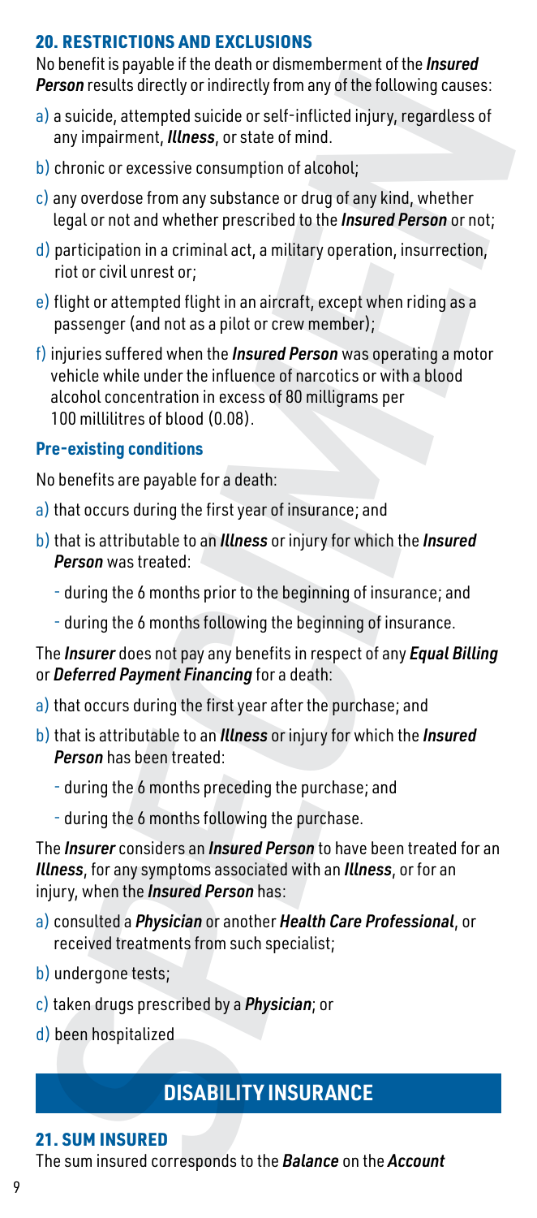## 20. RESTRICTIONS AND EXCLUSIONS

No benefit is payable if the death or dismemberment of the ***Insured Person*** results directly or indirectly from any of the following causes:

a) a suicide, attempted suicide or self-inflicted injury, regardless of any impairment, ***Illness***, or state of mind.

b) chronic or excessive consumption of alcohol;

c) any overdose from any substance or drug of any kind, whether legal or not and whether prescribed to the ***Insured Person*** or not;

d) participation in a criminal act, a military operation, insurrection, riot or civil unrest or;

e) flight or attempted flight in an aircraft, except when riding as a passenger (and not as a pilot or crew member);

f) injuries suffered when the ***Insured Person*** was operating a motor vehicle while under the influence of narcotics or with a blood alcohol concentration in excess of 80 milligrams per 100 millilitres of blood (0.08).

### Pre-existing conditions

No benefits are payable for a death:

a) that occurs during the first year of insurance; and

b) that is attributable to an ***Illness*** or injury for which the ***Insured Person*** was treated:

- during the 6 months prior to the beginning of insurance; and
- during the 6 months following the beginning of insurance.

The ***Insurer*** does not pay any benefits in respect of any ***Equal Billing*** or ***Deferred Payment Financing*** for a death:

a) that occurs during the first year after the purchase; and

b) that is attributable to an ***Illness*** or injury for which the ***Insured Person*** has been treated:

- during the 6 months preceding the purchase; and
- during the 6 months following the purchase.

The ***Insurer*** considers an ***Insured Person*** to have been treated for an ***Illness***, for any symptoms associated with an ***Illness***, or for an injury, when the ***Insured Person*** has:

a) consulted a ***Physician*** or another ***Health Care Professional***, or received treatments from such specialist;

b) undergone tests;

c) taken drugs prescribed by a ***Physician***; or

d) been hospitalized

# DISABILITY INSURANCE

## 21. SUM INSURED

The sum insured corresponds to the ***Balance*** on the ***Account***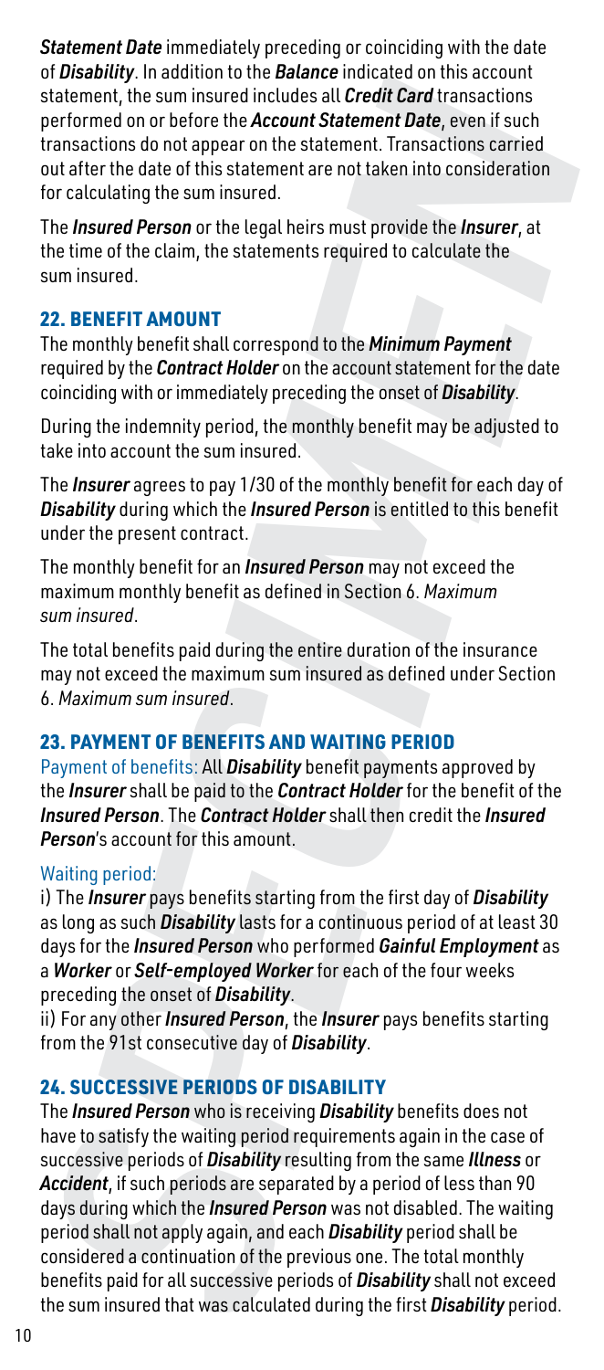***Statement Date*** immediately preceding or coinciding with the date of ***Disability***. In addition to the ***Balance*** indicated on this account statement, the sum insured includes all ***Credit Card*** transactions performed on or before the ***Account Statement Date***, even if such transactions do not appear on the statement. Transactions carried out after the date of this statement are not taken into consideration for calculating the sum insured.

The ***Insured Person*** or the legal heirs must provide the ***Insurer***, at the time of the claim, the statements required to calculate the sum insured.

## 22. BENEFIT AMOUNT

The monthly benefit shall correspond to the ***Minimum Payment*** required by the ***Contract Holder*** on the account statement for the date coinciding with or immediately preceding the onset of ***Disability***.

During the indemnity period, the monthly benefit may be adjusted to take into account the sum insured.

The ***Insurer*** agrees to pay 1/30 of the monthly benefit for each day of ***Disability*** during which the ***Insured Person*** is entitled to this benefit under the present contract.

The monthly benefit for an ***Insured Person*** may not exceed the maximum monthly benefit as defined in Section 6. *Maximum sum insured*.

The total benefits paid during the entire duration of the insurance may not exceed the maximum sum insured as defined under Section 6. *Maximum sum insured*.

## 23. PAYMENT OF BENEFITS AND WAITING PERIOD

Payment of benefits: All ***Disability*** benefit payments approved by the ***Insurer*** shall be paid to the ***Contract Holder*** for the benefit of the ***Insured Person***. The ***Contract Holder*** shall then credit the ***Insured Person***'s account for this amount.

Waiting period:

i) The ***Insurer*** pays benefits starting from the first day of ***Disability*** as long as such ***Disability*** lasts for a continuous period of at least 30 days for the ***Insured Person*** who performed ***Gainful Employment*** as a ***Worker*** or ***Self-employed Worker*** for each of the four weeks preceding the onset of ***Disability***.

ii) For any other ***Insured Person***, the ***Insurer*** pays benefits starting from the 91st consecutive day of ***Disability***.

## 24. SUCCESSIVE PERIODS OF DISABILITY

The ***Insured Person*** who is receiving ***Disability*** benefits does not have to satisfy the waiting period requirements again in the case of successive periods of ***Disability*** resulting from the same ***Illness*** or ***Accident***, if such periods are separated by a period of less than 90 days during which the ***Insured Person*** was not disabled. The waiting period shall not apply again, and each ***Disability*** period shall be considered a continuation of the previous one. The total monthly benefits paid for all successive periods of ***Disability*** shall not exceed the sum insured that was calculated during the first ***Disability*** period.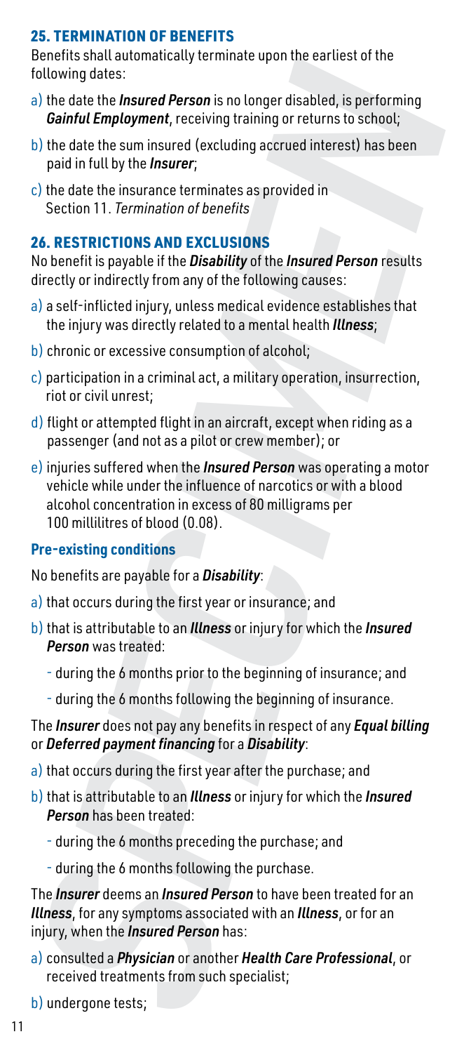## 25. TERMINATION OF BENEFITS

Benefits shall automatically terminate upon the earliest of the following dates:

a) the date the ***Insured Person*** is no longer disabled, is performing ***Gainful Employment***, receiving training or returns to school;

b) the date the sum insured (excluding accrued interest) has been paid in full by the ***Insurer***;

c) the date the insurance terminates as provided in Section 11. *Termination of benefits*

## 26. RESTRICTIONS AND EXCLUSIONS

No benefit is payable if the ***Disability*** of the ***Insured Person*** results directly or indirectly from any of the following causes:

a) a self-inflicted injury, unless medical evidence establishes that the injury was directly related to a mental health ***Illness***;

b) chronic or excessive consumption of alcohol;

c) participation in a criminal act, a military operation, insurrection, riot or civil unrest;

d) flight or attempted flight in an aircraft, except when riding as a passenger (and not as a pilot or crew member); or

e) injuries suffered when the ***Insured Person*** was operating a motor vehicle while under the influence of narcotics or with a blood alcohol concentration in excess of 80 milligrams per 100 millilitres of blood (0.08).

### Pre-existing conditions

No benefits are payable for a ***Disability***:

a) that occurs during the first year or insurance; and

b) that is attributable to an ***Illness*** or injury for which the ***Insured Person*** was treated:

- during the 6 months prior to the beginning of insurance; and
- during the 6 months following the beginning of insurance.

The ***Insurer*** does not pay any benefits in respect of any ***Equal billing*** or ***Deferred payment financing*** for a ***Disability***:

a) that occurs during the first year after the purchase; and

b) that is attributable to an ***Illness*** or injury for which the ***Insured Person*** has been treated:

- during the 6 months preceding the purchase; and
- during the 6 months following the purchase.

The ***Insurer*** deems an ***Insured Person*** to have been treated for an ***Illness***, for any symptoms associated with an ***Illness***, or for an injury, when the ***Insured Person*** has:

a) consulted a ***Physician*** or another ***Health Care Professional***, or received treatments from such specialist;

b) undergone tests;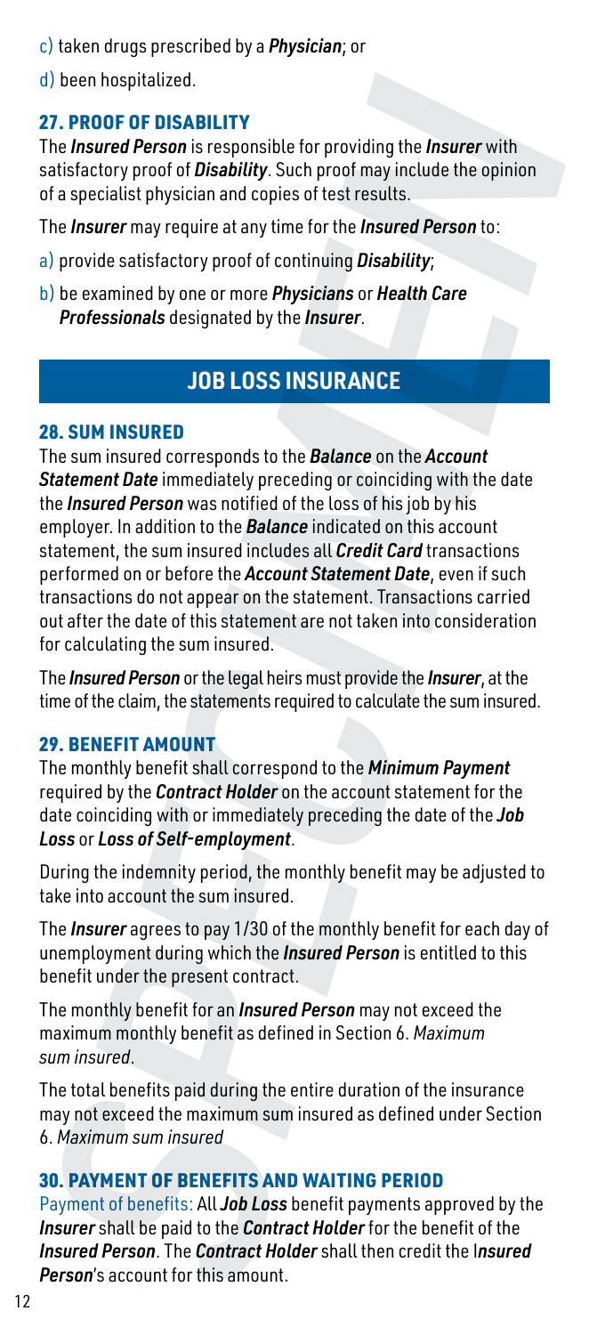c) taken drugs prescribed by a ***Physician***; or

d) been hospitalized.

### 27. PROOF OF DISABILITY

The ***Insured Person*** is responsible for providing the ***Insurer*** with satisfactory proof of ***Disability***. Such proof may include the opinion of a specialist physician and copies of test results.

The ***Insurer*** may require at any time for the ***Insured Person*** to:

a) provide satisfactory proof of continuing ***Disability***;

b) be examined by one or more ***Physicians*** or ***Health Care Professionals*** designated by the ***Insurer***.

## JOB LOSS INSURANCE

### 28. SUM INSURED

The sum insured corresponds to the ***Balance*** on the ***Account Statement Date*** immediately preceding or coinciding with the date the ***Insured Person*** was notified of the loss of his job by his employer. In addition to the ***Balance*** indicated on this account statement, the sum insured includes all ***Credit Card*** transactions performed on or before the ***Account Statement Date***, even if such transactions do not appear on the statement. Transactions carried out after the date of this statement are not taken into consideration for calculating the sum insured.

The ***Insured Person*** or the legal heirs must provide the ***Insurer***, at the time of the claim, the statements required to calculate the sum insured.

### 29. BENEFIT AMOUNT

The monthly benefit shall correspond to the ***Minimum Payment*** required by the ***Contract Holder*** on the account statement for the date coinciding with or immediately preceding the date of the ***Job Loss*** or ***Loss of Self-employment***.

During the indemnity period, the monthly benefit may be adjusted to take into account the sum insured.

The ***Insurer*** agrees to pay 1/30 of the monthly benefit for each day of unemployment during which the ***Insured Person*** is entitled to this benefit under the present contract.

The monthly benefit for an ***Insured Person*** may not exceed the maximum monthly benefit as defined in Section 6. *Maximum sum insured*.

The total benefits paid during the entire duration of the insurance may not exceed the maximum sum insured as defined under Section 6. *Maximum sum insured*

### 30. PAYMENT OF BENEFITS AND WAITING PERIOD

Payment of benefits: All ***Job Loss*** benefit payments approved by the ***Insurer*** shall be paid to the ***Contract Holder*** for the benefit of the ***Insured Person***. The ***Contract Holder*** shall then credit the ***Insured Person***'s account for this amount.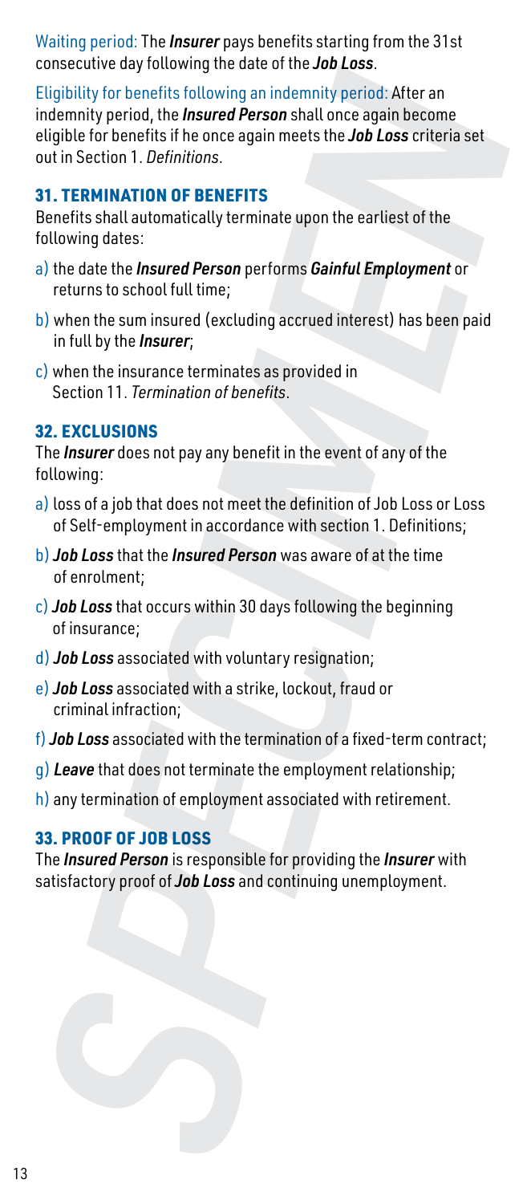Waiting period: The ***Insurer*** pays benefits starting from the 31st consecutive day following the date of the ***Job Loss***.

Eligibility for benefits following an indemnity period: After an indemnity period, the ***Insured Person*** shall once again become eligible for benefits if he once again meets the ***Job Loss*** criteria set out in Section 1. *Definitions*.

### 31. TERMINATION OF BENEFITS

Benefits shall automatically terminate upon the earliest of the following dates:

a) the date the ***Insured Person*** performs ***Gainful Employment*** or returns to school full time;

b) when the sum insured (excluding accrued interest) has been paid in full by the ***Insurer***;

c) when the insurance terminates as provided in Section 11. *Termination of benefits*.

### 32. EXCLUSIONS

The ***Insurer*** does not pay any benefit in the event of any of the following:

a) loss of a job that does not meet the definition of Job Loss or Loss of Self-employment in accordance with section 1. Definitions;

b) ***Job Loss*** that the ***Insured Person*** was aware of at the time of enrolment;

c) ***Job Loss*** that occurs within 30 days following the beginning of insurance;

d) ***Job Loss*** associated with voluntary resignation;

e) ***Job Loss*** associated with a strike, lockout, fraud or criminal infraction;

f) ***Job Loss*** associated with the termination of a fixed-term contract;

g) ***Leave*** that does not terminate the employment relationship;

h) any termination of employment associated with retirement.

### 33. PROOF OF JOB LOSS

The ***Insured Person*** is responsible for providing the ***Insurer*** with satisfactory proof of ***Job Loss*** and continuing unemployment.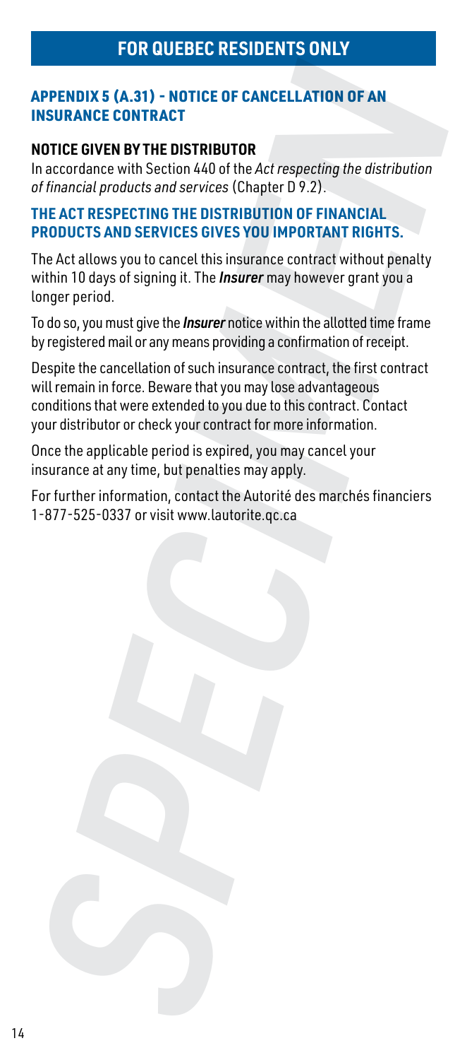# FOR QUEBEC RESIDENTS ONLY

## APPENDIX 5 (A.31) - NOTICE OF CANCELLATION OF AN INSURANCE CONTRACT

**NOTICE GIVEN BY THE DISTRIBUTOR**

In accordance with Section 440 of the *Act respecting the distribution of financial products and services* (Chapter D 9.2).

**THE ACT RESPECTING THE DISTRIBUTION OF FINANCIAL PRODUCTS AND SERVICES GIVES YOU IMPORTANT RIGHTS.**

The Act allows you to cancel this insurance contract without penalty within 10 days of signing it. The ***Insurer*** may however grant you a longer period.

To do so, you must give the ***Insurer*** notice within the allotted time frame by registered mail or any means providing a confirmation of receipt.

Despite the cancellation of such insurance contract, the first contract will remain in force. Beware that you may lose advantageous conditions that were extended to you due to this contract. Contact your distributor or check your contract for more information.

Once the applicable period is expired, you may cancel your insurance at any time, but penalties may apply.

For further information, contact the Autorité des marchés financiers 1-877-525-0337 or visit www.lautorite.qc.ca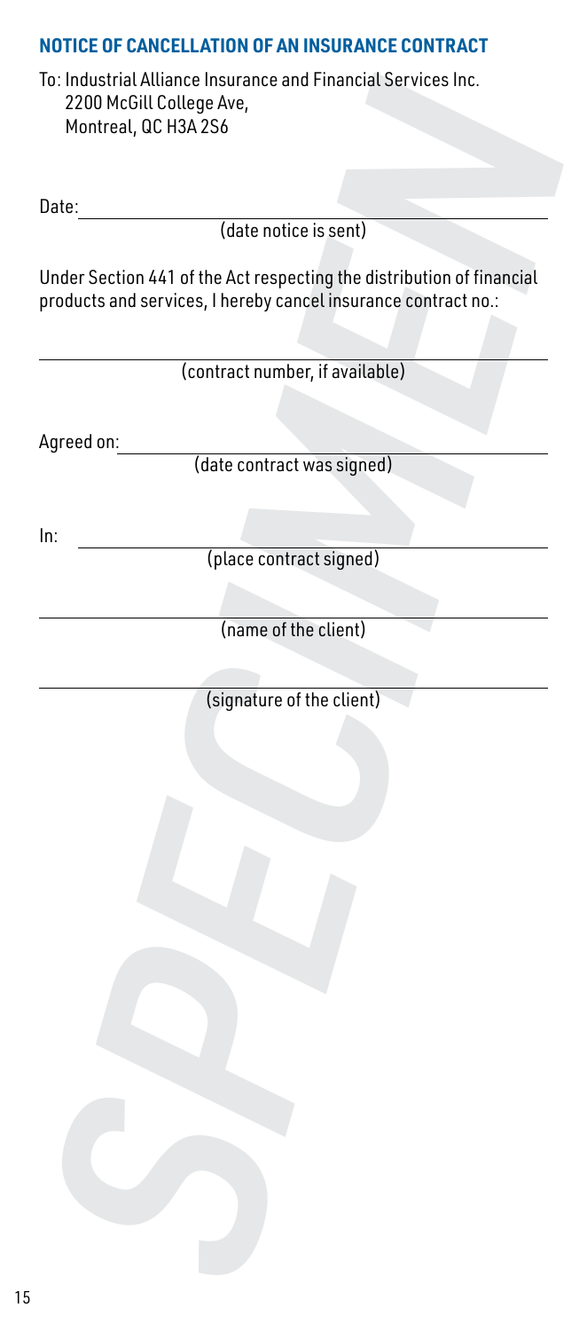## NOTICE OF CANCELLATION OF AN INSURANCE CONTRACT

To: Industrial Alliance Insurance and Financial Services Inc.
2200 McGill College Ave,
Montreal, QC H3A 2S6

Date: \_\_\_\_\_\_\_\_\_\_\_\_\_\_\_\_\_\_\_\_\_\_\_\_\_\_\_\_\_\_
(date notice is sent)

Under Section 441 of the Act respecting the distribution of financial products and services, I hereby cancel insurance contract no.:

\_\_\_\_\_\_\_\_\_\_\_\_\_\_\_\_\_\_\_\_\_\_\_\_\_\_\_\_\_\_
(contract number, if available)

Agreed on: \_\_\_\_\_\_\_\_\_\_\_\_\_\_\_\_\_\_\_\_\_\_\_\_\_\_\_\_\_\_
(date contract was signed)

In: \_\_\_\_\_\_\_\_\_\_\_\_\_\_\_\_\_\_\_\_\_\_\_\_\_\_\_\_\_\_
(place contract signed)

\_\_\_\_\_\_\_\_\_\_\_\_\_\_\_\_\_\_\_\_\_\_\_\_\_\_\_\_\_\_
(name of the client)

\_\_\_\_\_\_\_\_\_\_\_\_\_\_\_\_\_\_\_\_\_\_\_\_\_\_\_\_\_\_
(signature of the client)

SPECIMEN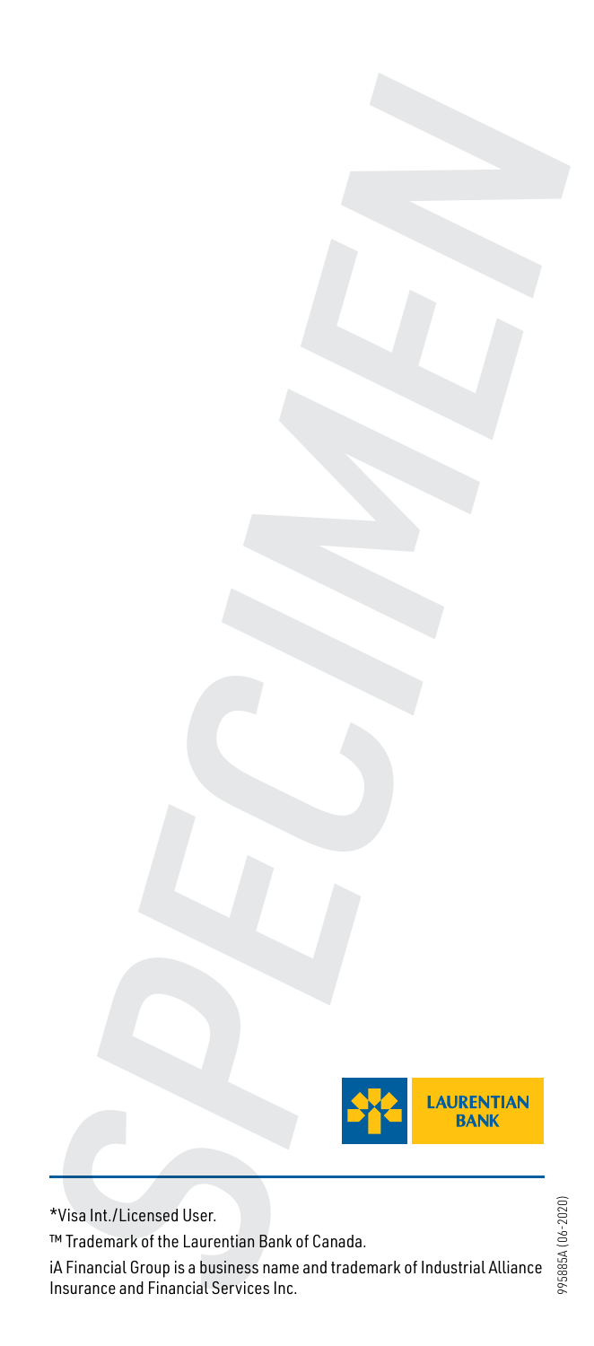LAURENTIAN BANK

*Visa Int./Licensed User.

™ Trademark of the Laurentian Bank of Canada.

iA Financial Group is a business name and trademark of Industrial Alliance Insurance and Financial Services Inc.

995885A (06-2020)